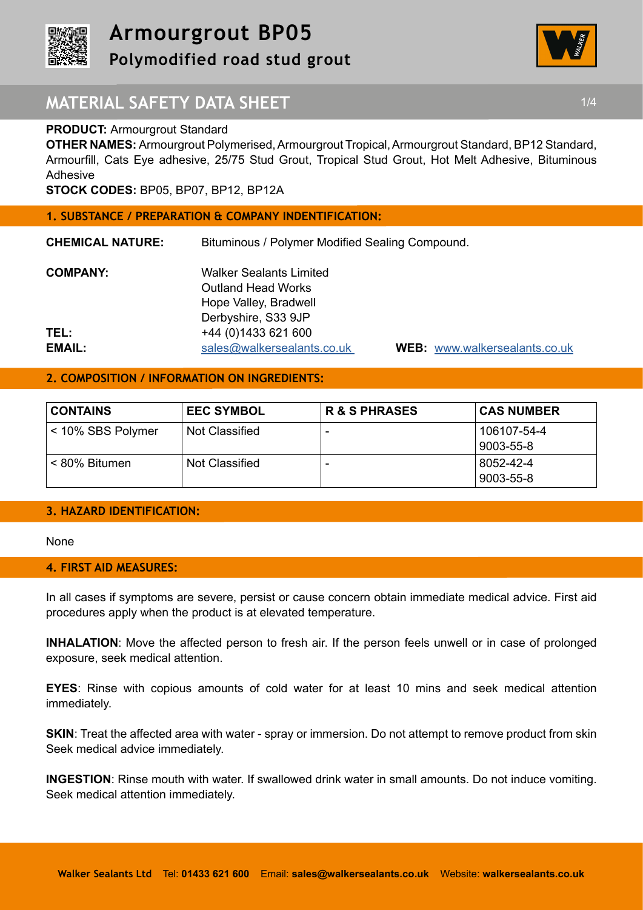# Armourgrout BP05

## Polymodified road stud grout

# MATERIAL SAFETY DATA SHEET

**PRODUCT:** Armourgrout Standard

**OTHER NAMES:** Armourgrout Polymerised, Armourgrout Tropical, Armourgrout Standard, BP12 Standard, Armourfill, Cats Eye adhesive, 25/75 Stud Grout, Tropical Stud Grout, Hot Melt Adhesive, Bituminous Adhesive

**STOCK CODES:** BP05, BP07, BP12, BP12A

## 1. SUBSTANCE / PREPARATION & COMPANY INDENTIFICATION:

**CHEMICAL NATURE:** Bituminous / Polymer Modified Sealing Compound.

**COMPANY:** Walker Sealants Limited
Outland Head Works
Hope Valley, Bradwell
Derbyshire, S33 9JP

**TEL:** +44 (0)1433 621 600

**EMAIL:** sales@walkersealants.co.uk **WEB:** www.walkersealants.co.uk

## 2. COMPOSITION / INFORMATION ON INGREDIENTS:

| CONTAINS | EEC SYMBOL | R & S PHRASES | CAS NUMBER |
|---|---|---|---|
| < 10% SBS Polymer | Not Classified | - | 106107-54-4<br>9003-55-8 |
| < 80% Bitumen | Not Classified | - | 8052-42-4<br>9003-55-8 |

## 3. HAZARD IDENTIFICATION:

None

## 4. FIRST AID MEASURES:

In all cases if symptoms are severe, persist or cause concern obtain immediate medical advice. First aid procedures apply when the product is at elevated temperature.

**INHALATION**: Move the affected person to fresh air. If the person feels unwell or in case of prolonged exposure, seek medical attention.

**EYES**: Rinse with copious amounts of cold water for at least 10 mins and seek medical attention immediately.

**SKIN**: Treat the affected area with water - spray or immersion. Do not attempt to remove product from skin Seek medical advice immediately.

**INGESTION**: Rinse mouth with water. If swallowed drink water in small amounts. Do not induce vomiting. Seek medical attention immediately.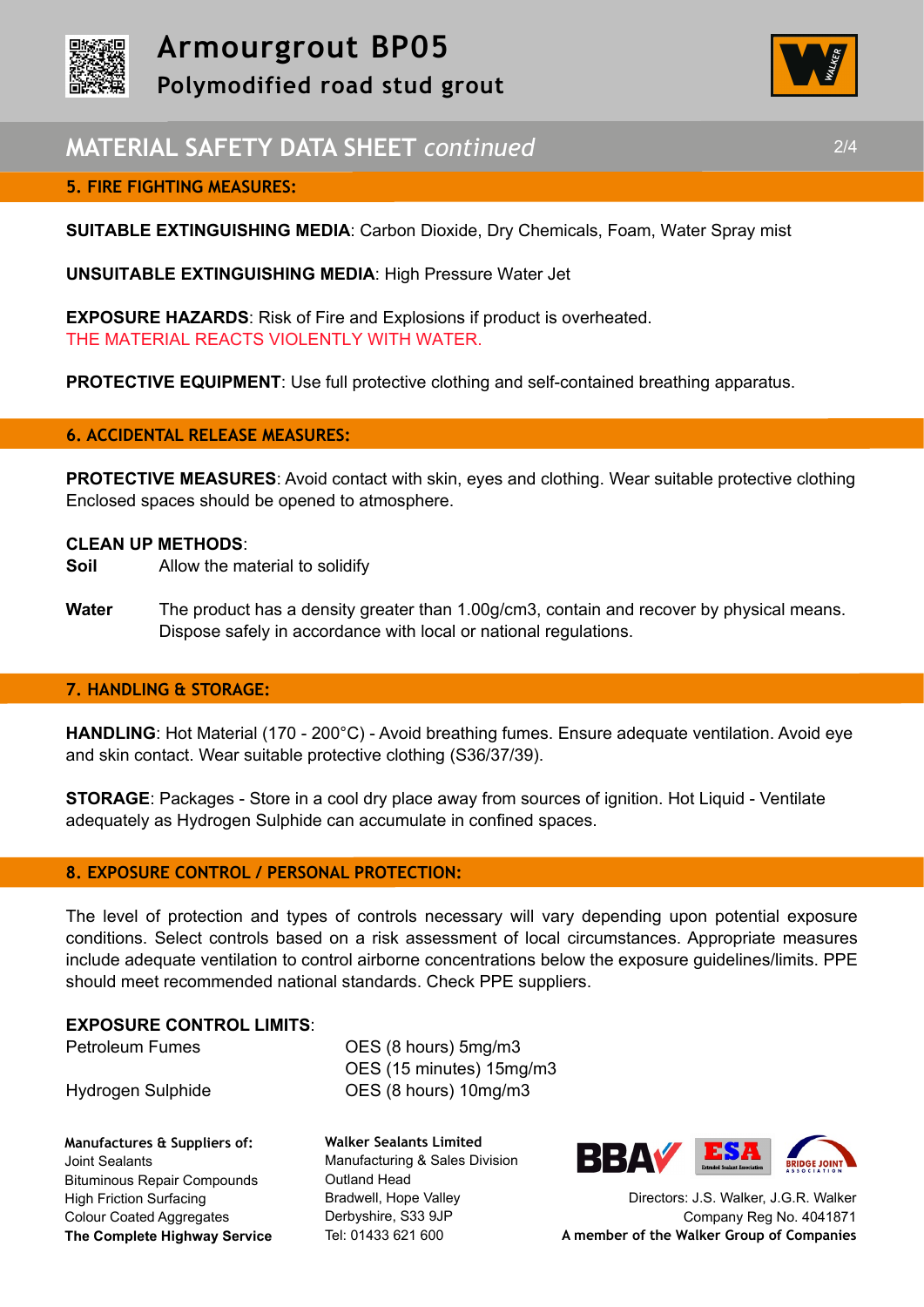# Armourgrout BP05

**Polymodified road stud grout**

## MATERIAL SAFETY DATA SHEET *continued*

### 5. FIRE FIGHTING MEASURES:

**SUITABLE EXTINGUISHING MEDIA**: Carbon Dioxide, Dry Chemicals, Foam, Water Spray mist

**UNSUITABLE EXTINGUISHING MEDIA**: High Pressure Water Jet

**EXPOSURE HAZARDS**: Risk of Fire and Explosions if product is overheated.
THE MATERIAL REACTS VIOLENTLY WITH WATER.

**PROTECTIVE EQUIPMENT**: Use full protective clothing and self-contained breathing apparatus.

### 6. ACCIDENTAL RELEASE MEASURES:

**PROTECTIVE MEASURES**: Avoid contact with skin, eyes and clothing. Wear suitable protective clothing Enclosed spaces should be opened to atmosphere.

**CLEAN UP METHODS**:

**Soil** Allow the material to solidify

**Water** The product has a density greater than 1.00g/cm3, contain and recover by physical means. Dispose safely in accordance with local or national regulations.

### 7. HANDLING & STORAGE:

**HANDLING**: Hot Material (170 - 200°C) - Avoid breathing fumes. Ensure adequate ventilation. Avoid eye and skin contact. Wear suitable protective clothing (S36/37/39).

**STORAGE**: Packages - Store in a cool dry place away from sources of ignition. Hot Liquid - Ventilate adequately as Hydrogen Sulphide can accumulate in confined spaces.

### 8. EXPOSURE CONTROL / PERSONAL PROTECTION:

The level of protection and types of controls necessary will vary depending upon potential exposure conditions. Select controls based on a risk assessment of local circumstances. Appropriate measures include adequate ventilation to control airborne concentrations below the exposure guidelines/limits. PPE should meet recommended national standards. Check PPE suppliers.

**EXPOSURE CONTROL LIMITS**:

| | |
|---|---|
| Petroleum Fumes | OES (8 hours) 5mg/m3 |
| | OES (15 minutes) 15mg/m3 |
| Hydrogen Sulphide | OES (8 hours) 10mg/m3 |

**Manufactures & Suppliers of:**
Joint Sealants
Bituminous Repair Compounds
High Friction Surfacing
Colour Coated Aggregates
**The Complete Highway Service**

**Walker Sealants Limited**
Manufacturing & Sales Division
Outland Head
Bradwell, Hope Valley
Derbyshire, S33 9JP
Tel: 01433 621 600

Directors: J.S. Walker, J.G.R. Walker
Company Reg No. 4041871
**A member of the Walker Group of Companies**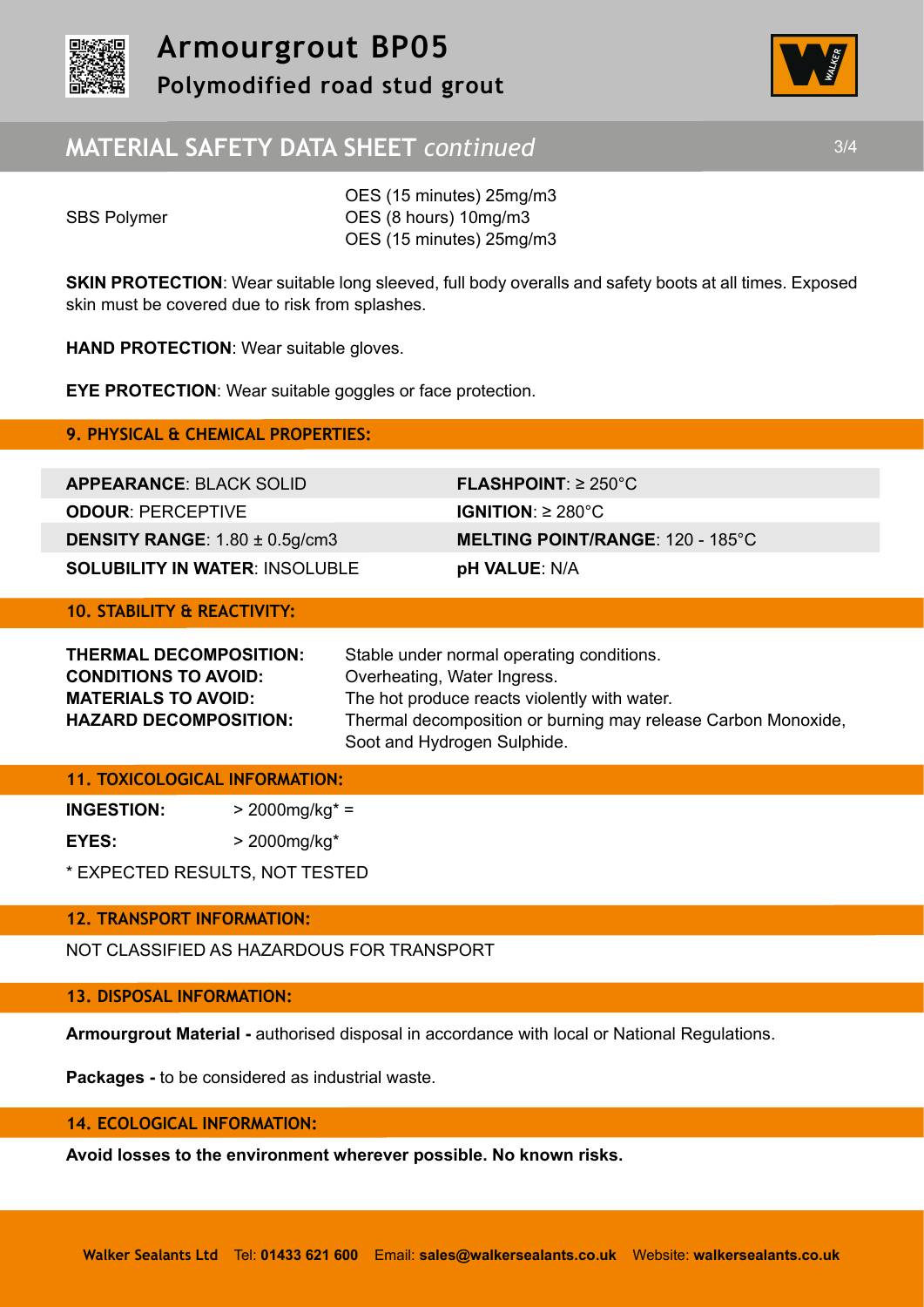| | |
|---|---|
| | OES (15 minutes) 25mg/m3 |
| SBS Polymer | OES (8 hours) 10mg/m3 |
| | OES (15 minutes) 25mg/m3 |

**SKIN PROTECTION**: Wear suitable long sleeved, full body overalls and safety boots at all times. Exposed skin must be covered due to risk from splashes.

**HAND PROTECTION**: Wear suitable gloves.

**EYE PROTECTION**: Wear suitable goggles or face protection.

## 9. PHYSICAL & CHEMICAL PROPERTIES:

| | |
|---|---|
| **APPEARANCE**: BLACK SOLID | **FLASHPOINT**: ≥ 250°C |
| **ODOUR**: PERCEPTIVE | **IGNITION**: ≥ 280°C |
| **DENSITY RANGE**: 1.80 ± 0.5g/cm3 | **MELTING POINT/RANGE**: 120 - 185°C |
| **SOLUBILITY IN WATER**: INSOLUBLE | **pH VALUE**: N/A |

## 10. STABILITY & REACTIVITY:

| | |
|---|---|
| **THERMAL DECOMPOSITION:** | Stable under normal operating conditions. |
| **CONDITIONS TO AVOID:** | Overheating, Water Ingress. |
| **MATERIALS TO AVOID:** | The hot produce reacts violently with water. |
| **HAZARD DECOMPOSITION:** | Thermal decomposition or burning may release Carbon Monoxide, Soot and Hydrogen Sulphide. |

## 11. TOXICOLOGICAL INFORMATION:

| | |
|---|---|
| **INGESTION:** | > 2000mg/kg* = |
| **EYES:** | > 2000mg/kg* |

* EXPECTED RESULTS, NOT TESTED

## 12. TRANSPORT INFORMATION:

NOT CLASSIFIED AS HAZARDOUS FOR TRANSPORT

## 13. DISPOSAL INFORMATION:

**Armourgrout Material -** authorised disposal in accordance with local or National Regulations.

**Packages -** to be considered as industrial waste.

## 14. ECOLOGICAL INFORMATION:

**Avoid losses to the environment wherever possible. No known risks.**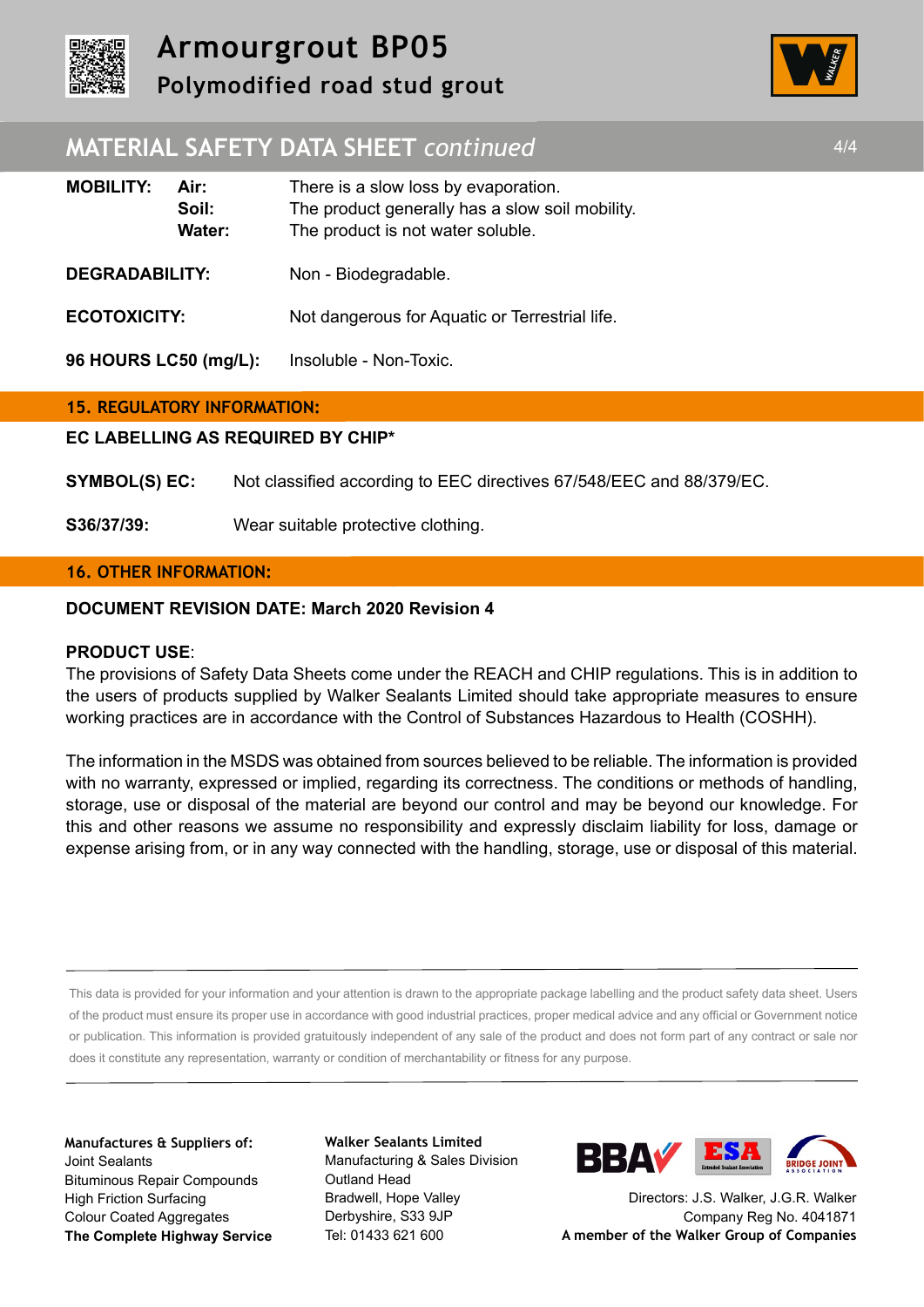**MOBILITY:**

| | | |
|---|---|---|
| **MOBILITY:** | **Air:** | There is a slow loss by evaporation. |
| | **Soil:** | The product generally has a slow soil mobility. |
| | **Water:** | The product is not water soluble. |

**DEGRADABILITY:** Non - Biodegradable.

**ECOTOXICITY:** Not dangerous for Aquatic or Terrestrial life.

**96 HOURS LC50 (mg/L):** Insoluble - Non-Toxic.

## 15. REGULATORY INFORMATION:

**EC LABELLING AS REQUIRED BY CHIP***

**SYMBOL(S) EC:** Not classified according to EEC directives 67/548/EEC and 88/379/EC.

**S36/37/39:** Wear suitable protective clothing.

## 16. OTHER INFORMATION:

**DOCUMENT REVISION DATE: March 2020 Revision 4**

**PRODUCT USE**:
The provisions of Safety Data Sheets come under the REACH and CHIP regulations. This is in addition to the users of products supplied by Walker Sealants Limited should take appropriate measures to ensure working practices are in accordance with the Control of Substances Hazardous to Health (COSHH).

The information in the MSDS was obtained from sources believed to be reliable. The information is provided with no warranty, expressed or implied, regarding its correctness. The conditions or methods of handling, storage, use or disposal of the material are beyond our control and may be beyond our knowledge. For this and other reasons we assume no responsibility and expressly disclaim liability for loss, damage or expense arising from, or in any way connected with the handling, storage, use or disposal of this material.

This data is provided for your information and your attention is drawn to the appropriate package labelling and the product safety data sheet. Users of the product must ensure its proper use in accordance with good industrial practices, proper medical advice and any official or Government notice or publication. This information is provided gratuitously independent of any sale of the product and does not form part of any contract or sale nor does it constitute any representation, warranty or condition of merchantability or fitness for any purpose.

**Manufactures & Suppliers of:**
Joint Sealants
Bituminous Repair Compounds
High Friction Surfacing
Colour Coated Aggregates
**The Complete Highway Service**

**Walker Sealants Limited**
Manufacturing & Sales Division
Outland Head
Bradwell, Hope Valley
Derbyshire, S33 9JP
Tel: 01433 621 600

Directors: J.S. Walker, J.G.R. Walker
Company Reg No. 4041871
**A member of the Walker Group of Companies**